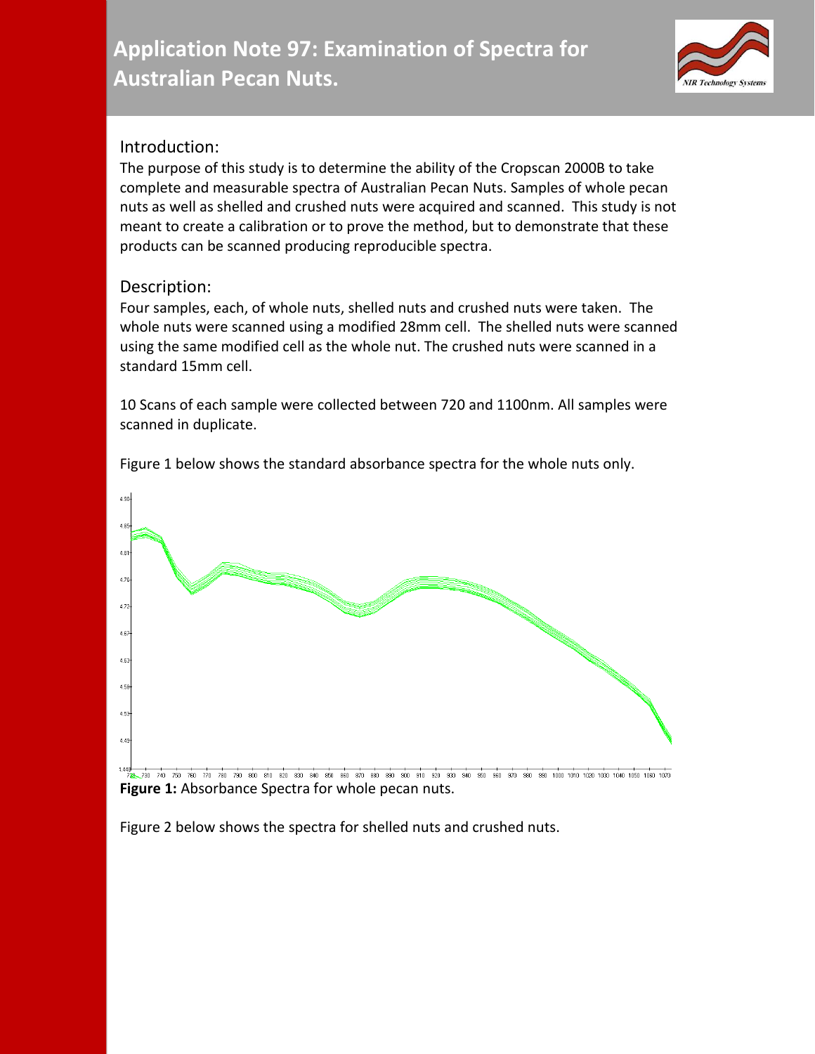# Application Note 97: Examination of Spectra for Australian Pecan Nuts.

## Introduction:

The purpose of this study is to determine the ability of the Cropscan 2000B to take complete and measurable spectra of Australian Pecan Nuts. Samples of whole pecan nuts as well as shelled and crushed nuts were acquired and scanned. This study is not meant to create a calibration or to prove the method, but to demonstrate that these products can be scanned producing reproducible spectra.

## Description:

Four samples, each, of whole nuts, shelled nuts and crushed nuts were taken. The whole nuts were scanned using a modified 28mm cell. The shelled nuts were scanned using the same modified cell as the whole nut. The crushed nuts were scanned in a standard 15mm cell.

10 Scans of each sample were collected between 720 and 1100nm. All samples were scanned in duplicate.

Figure 1 below shows the standard absorbance spectra for the whole nuts only.

**Figure 1:** Absorbance Spectra for whole pecan nuts.

Figure 2 below shows the spectra for shelled nuts and crushed nuts.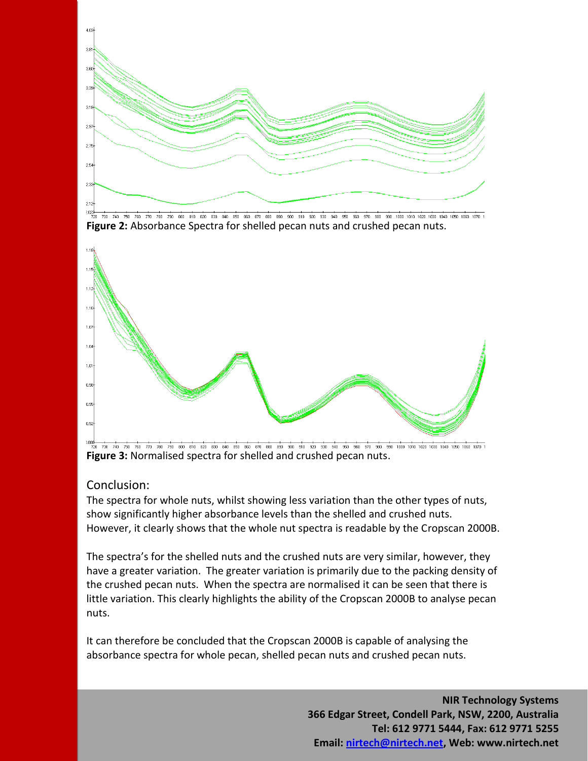4.03
3.81
3.60
3.39
3.18
2.97
2.75
2.54
2.33
2.12
2.023
720 730 740 750 760 770 780 790 800 810 820 830 840 850 860 870 880 890 900 910 920 930 940 950 960 970 980 990 1000 1010 1020 1030 1040 1050 1060 1070 1

**Figure 2:** Absorbance Spectra for shelled pecan nuts and crushed pecan nuts.

1.16
1.15
1.12
1.10
1.07
1.04
1.01
0.98
0.95
0.92
0.898
720 730 740 750 760 770 780 790 800 810 820 830 840 850 860 870 880 890 900 910 920 930 940 950 960 970 980 990 1000 1010 1020 1030 1040 1050 1060 1070 1

**Figure 3:** Normalised spectra for shelled and crushed pecan nuts.

## Conclusion:

The spectra for whole nuts, whilst showing less variation than the other types of nuts, show significantly higher absorbance levels than the shelled and crushed nuts. However, it clearly shows that the whole nut spectra is readable by the Cropscan 2000B.

The spectra's for the shelled nuts and the crushed nuts are very similar, however, they have a greater variation. The greater variation is primarily due to the packing density of the crushed pecan nuts. When the spectra are normalised it can be seen that there is little variation. This clearly highlights the ability of the Cropscan 2000B to analyse pecan nuts.

It can therefore be concluded that the Cropscan 2000B is capable of analysing the absorbance spectra for whole pecan, shelled pecan nuts and crushed pecan nuts.

**NIR Technology Systems**
**366 Edgar Street, Condell Park, NSW, 2200, Australia**
**Tel: 612 9771 5444, Fax: 612 9771 5255**
**Email: nirtech@nirtech.net, Web: www.nirtech.net**